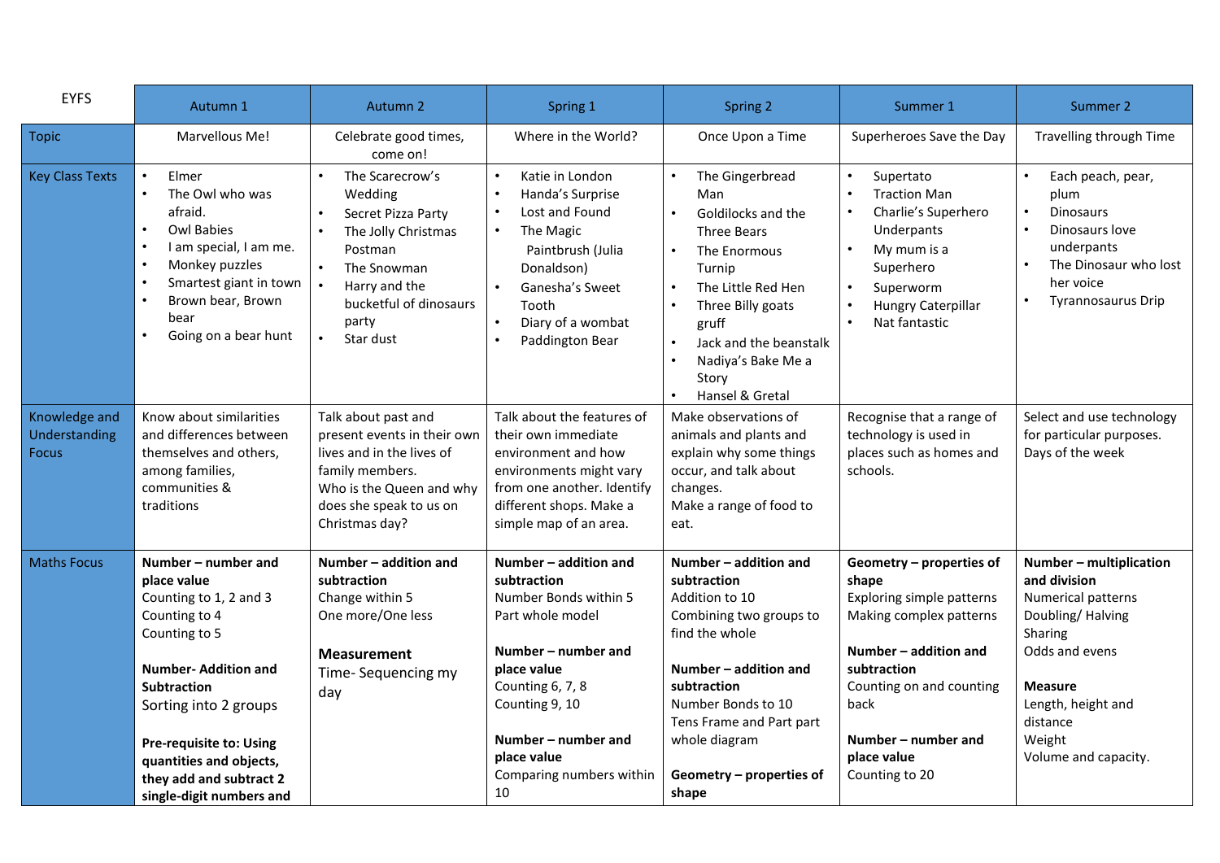| EYFS | Autumn 1 | Autumn 2 | Spring 1 | Spring 2 | Summer 1 | Summer 2 |
|---|---|---|---|---|---|---|
| Topic | Marvellous Me! | Celebrate good times, come on! | Where in the World? | Once Upon a Time | Superheroes Save the Day | Travelling through Time |
| Key Class Texts | • Elmer<br>• The Owl who was afraid.<br>• Owl Babies<br>• I am special, I am me.<br>• Monkey puzzles<br>• Smartest giant in town<br>• Brown bear, Brown bear<br>• Going on a bear hunt | • The Scarecrow's Wedding<br>• Secret Pizza Party<br>• The Jolly Christmas Postman<br>• The Snowman<br>• Harry and the bucketful of dinosaurs party<br>• Star dust | • Katie in London<br>• Handa's Surprise<br>• Lost and Found<br>• The Magic Paintbrush (Julia Donaldson)<br>• Ganesha's Sweet Tooth<br>• Diary of a wombat<br>• Paddington Bear | • The Gingerbread Man<br>• Goldilocks and the Three Bears<br>• The Enormous Turnip<br>• The Little Red Hen<br>• Three Billy goats gruff<br>• Jack and the beanstalk<br>• Nadiya's Bake Me a Story<br>• Hansel & Gretal | • Supertato<br>• Traction Man<br>• Charlie's Superhero Underpants<br>• My mum is a Superhero<br>• Superworm<br>• Hungry Caterpillar<br>• Nat fantastic | • Each peach, pear, plum<br>• Dinosaurs<br>• Dinosaurs love underpants<br>• The Dinosaur who lost her voice<br>• Tyrannosaurus Drip |
| Knowledge and Understanding Focus | Know about similarities and differences between themselves and others, among families, communities & traditions | Talk about past and present events in their own lives and in the lives of family members.<br>Who is the Queen and why does she speak to us on Christmas day? | Talk about the features of their own immediate environment and how environments might vary from one another. Identify different shops. Make a simple map of an area. | Make observations of animals and plants and explain why some things occur, and talk about changes.<br>Make a range of food to eat. | Recognise that a range of technology is used in places such as homes and schools. | Select and use technology for particular purposes.<br>Days of the week |
| Maths Focus | **Number – number and place value**<br>Counting to 1, 2 and 3<br>Counting to 4<br>Counting to 5<br><br>**Number- Addition and Subtraction**<br>Sorting into 2 groups<br><br>**Pre-requisite to: Using quantities and objects, they add and subtract 2 single-digit numbers and** | **Number – addition and subtraction**<br>Change within 5<br>One more/One less<br><br>**Measurement**<br>Time- Sequencing my day | **Number – addition and subtraction**<br>Number Bonds within 5<br>Part whole model<br><br>**Number – number and place value**<br>Counting 6, 7, 8<br>Counting 9, 10<br><br>**Number – number and place value**<br>Comparing numbers within 10 | **Number – addition and subtraction**<br>Addition to 10<br>Combining two groups to find the whole<br><br>**Number – addition and subtraction**<br>Number Bonds to 10<br>Tens Frame and Part part whole diagram<br><br>**Geometry – properties of shape** | **Geometry – properties of shape**<br>Exploring simple patterns<br>Making complex patterns<br><br>**Number – addition and subtraction**<br>Counting on and counting back<br><br>**Number – number and place value**<br>Counting to 20 | **Number – multiplication and division**<br>Numerical patterns<br>Doubling/ Halving<br>Sharing<br>Odds and evens<br><br>**Measure**<br>Length, height and distance<br>Weight<br>Volume and capacity. |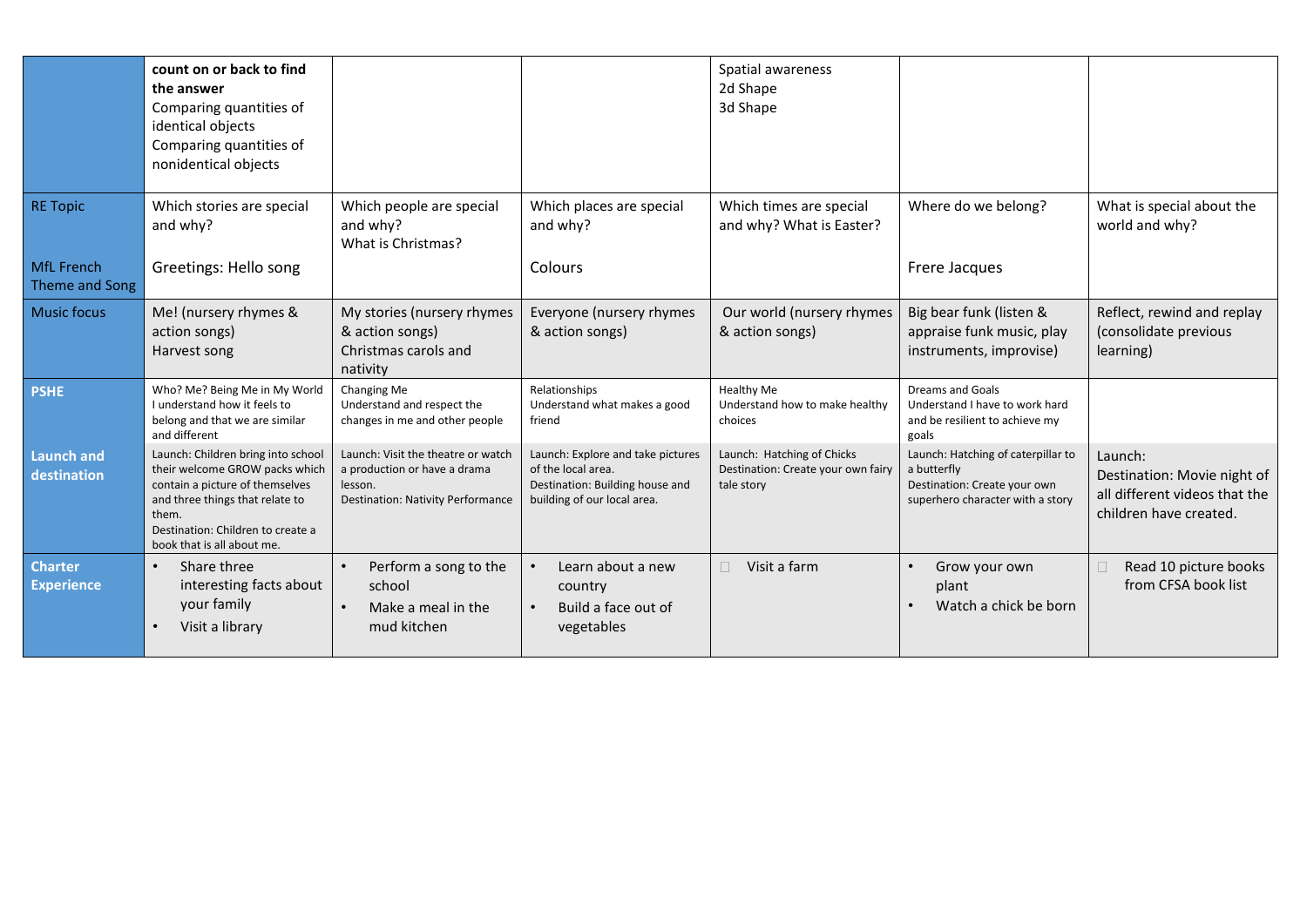| | | | | | | |
|---|---|---|---|---|---|---|
| | **count on or back to find the answer**<br>Comparing quantities of identical objects<br>Comparing quantities of nonidentical objects | | | Spatial awareness<br>2d Shape<br>3d Shape | | |
| RE Topic<br><br>MfL French Theme and Song | Which stories are special and why?<br><br>Greetings: Hello song | Which people are special and why?<br>What is Christmas? | Which places are special and why?<br><br>Colours | Which times are special and why? What is Easter? | Where do we belong?<br><br>Frere Jacques | What is special about the world and why? |
| Music focus | Me! (nursery rhymes & action songs)<br>Harvest song | My stories (nursery rhymes & action songs)<br>Christmas carols and nativity | Everyone (nursery rhymes & action songs) | Our world (nursery rhymes & action songs) | Big bear funk (listen & appraise funk music, play instruments, improvise) | Reflect, rewind and replay (consolidate previous learning) |
| **PSHE** | Who? Me? Being Me in My World<br>I understand how it feels to belong and that we are similar and different | Changing Me<br>Understand and respect the changes in me and other people | Relationships<br>Understand what makes a good friend | Healthy Me<br>Understand how to make healthy choices | Dreams and Goals<br>Understand I have to work hard and be resilient to achieve my goals | |
| **Launch and destination** | Launch: Children bring into school their welcome GROW packs which contain a picture of themselves and three things that relate to them.<br>Destination: Children to create a book that is all about me. | Launch: Visit the theatre or watch a production or have a drama lesson.<br>Destination: Nativity Performance | Launch: Explore and take pictures of the local area.<br>Destination: Building house and building of our local area. | Launch: Hatching of Chicks<br>Destination: Create your own fairy tale story | Launch: Hatching of caterpillar to a butterfly<br>Destination: Create your own superhero character with a story | Launch:<br>Destination: Movie night of all different videos that the children have created. |
| **Charter Experience** | • Share three interesting facts about your family<br>• Visit a library | • Perform a song to the school<br>• Make a meal in the mud kitchen | • Learn about a new country<br>• Build a face out of vegetables | • Visit a farm | • Grow your own plant<br>• Watch a chick be born | • Read 10 picture books from CFSA book list |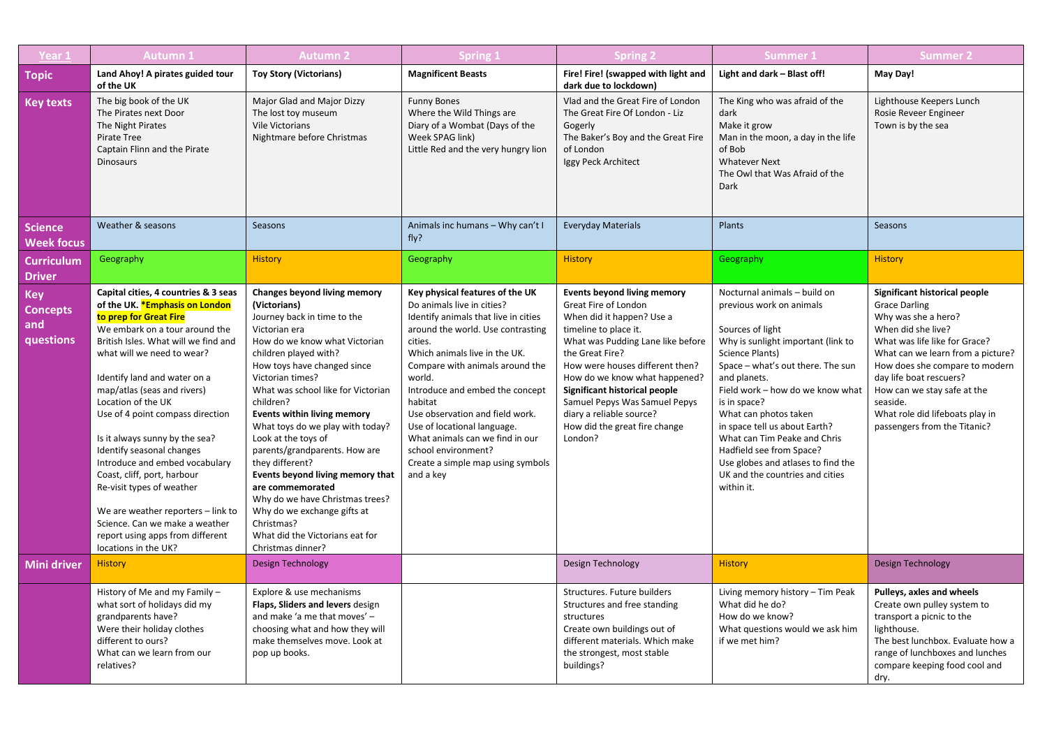| Year 1 | Autumn 1 | Autumn 2 | Spring 1 | Spring 2 | Summer 1 | Summer 2 |
|---|---|---|---|---|---|---|
| **Topic** | **Land Ahoy! A pirates guided tour of the UK** | **Toy Story (Victorians)** | **Magnificent Beasts** | **Fire! Fire! (swapped with light and dark due to lockdown)** | **Light and dark – Blast off!** | **May Day!** |
| **Key texts** | The big book of the UK<br>The Pirates next Door<br>The Night Pirates<br>Pirate Tree<br>Captain Flinn and the Pirate Dinosaurs | Major Glad and Major Dizzy<br>The lost toy museum<br>Vile Victorians<br>Nightmare before Christmas | Funny Bones<br>Where the Wild Things are<br>Diary of a Wombat (Days of the Week SPAG link)<br>Little Red and the very hungry lion | Vlad and the Great Fire of London<br>The Great Fire Of London - Liz Gogerly<br>The Baker's Boy and the Great Fire of London<br>Iggy Peck Architect | The King who was afraid of the dark<br>Make it grow<br>Man in the moon, a day in the life of Bob<br>Whatever Next<br>The Owl that Was Afraid of the Dark | Lighthouse Keepers Lunch<br>Rosie Reveer Engineer<br>Town is by the sea |
| **Science Week focus** | Weather & seasons | Seasons | Animals inc humans – Why can't I fly? | Everyday Materials | Plants | Seasons |
| **Curriculum Driver** | Geography | History | Geography | History | Geography | History |
| **Key Concepts and questions** | **Capital cities, 4 countries & 3 seas of the UK. *Emphasis on London to prep for Great Fire**<br>We embark on a tour around the British Isles. What will we find and what will we need to wear?<br><br>Identify land and water on a map/atlas (seas and rivers)<br>Location of the UK<br>Use of 4 point compass direction<br><br>Is it always sunny by the sea?<br>Identify seasonal changes<br>Introduce and embed vocabulary Coast, cliff, port, harbour<br>Re-visit types of weather<br><br>We are weather reporters – link to Science. Can we make a weather report using apps from different locations in the UK? | **Changes beyond living memory (Victorians)**<br>Journey back in time to the Victorian era<br>How do we know what Victorian children played with?<br>How toys have changed since Victorian times?<br>What was school like for Victorian children?<br>**Events within living memory**<br>What toys do we play with today? Look at the toys of parents/grandparents. How are they different?<br>**Events beyond living memory that are commemorated**<br>Why do we have Christmas trees?<br>Why do we exchange gifts at Christmas?<br>What did the Victorians eat for Christmas dinner? | **Key physical features of the UK**<br>Do animals live in cities?<br>Identify animals that live in cities around the world. Use contrasting cities.<br>Which animals live in the UK.<br>Compare with animals around the world.<br>Introduce and embed the concept habitat<br>Use observation and field work.<br>Use of locational language.<br>What animals can we find in our school environment?<br>Create a simple map using symbols and a key | **Events beyond living memory**<br>Great Fire of London<br>When did it happen? Use a timeline to place it.<br>What was Pudding Lane like before the Great Fire?<br>How were houses different then?<br>How do we know what happened?<br>**Significant historical people**<br>Samuel Pepys Was Samuel Pepys diary a reliable source?<br>How did the great fire change London? | Nocturnal animals – build on previous work on animals<br><br>Sources of light<br>Why is sunlight important (link to Science Plants)<br>Space – what's out there. The sun and planets.<br>Field work – how do we know what is in space?<br>What can photos taken in space tell us about Earth?<br>What can Tim Peake and Chris Hadfield see from Space?<br>Use globes and atlases to find the UK and the countries and cities within it. | **Significant historical people**<br>Grace Darling<br>Why was she a hero?<br>When did she live?<br>What was life like for Grace?<br>What can we learn from a picture?<br>How does she compare to modern day life boat rescuers?<br>How can we stay safe at the seaside.<br>What role did lifeboats play in passengers from the Titanic? |
| **Mini driver** | History | Design Technology | | Design Technology | History | Design Technology |
| | History of Me and my Family – what sort of holidays did my grandparents have?<br>Were their holiday clothes different to ours?<br>What can we learn from our relatives? | Explore & use mechanisms<br>**Flaps, Sliders and levers** design and make 'a me that moves' – choosing what and how they will make themselves move. Look at pop up books. | | Structures. Future builders<br>Structures and free standing structures<br>Create own buildings out of different materials. Which make the strongest, most stable buildings? | Living memory history – Tim Peak<br>What did he do?<br>How do we know?<br>What questions would we ask him if we met him? | **Pulleys, axles and wheels**<br>Create own pulley system to transport a picnic to the lighthouse.<br>The best lunchbox. Evaluate how a range of lunchboxes and lunches compare keeping food cool and dry. |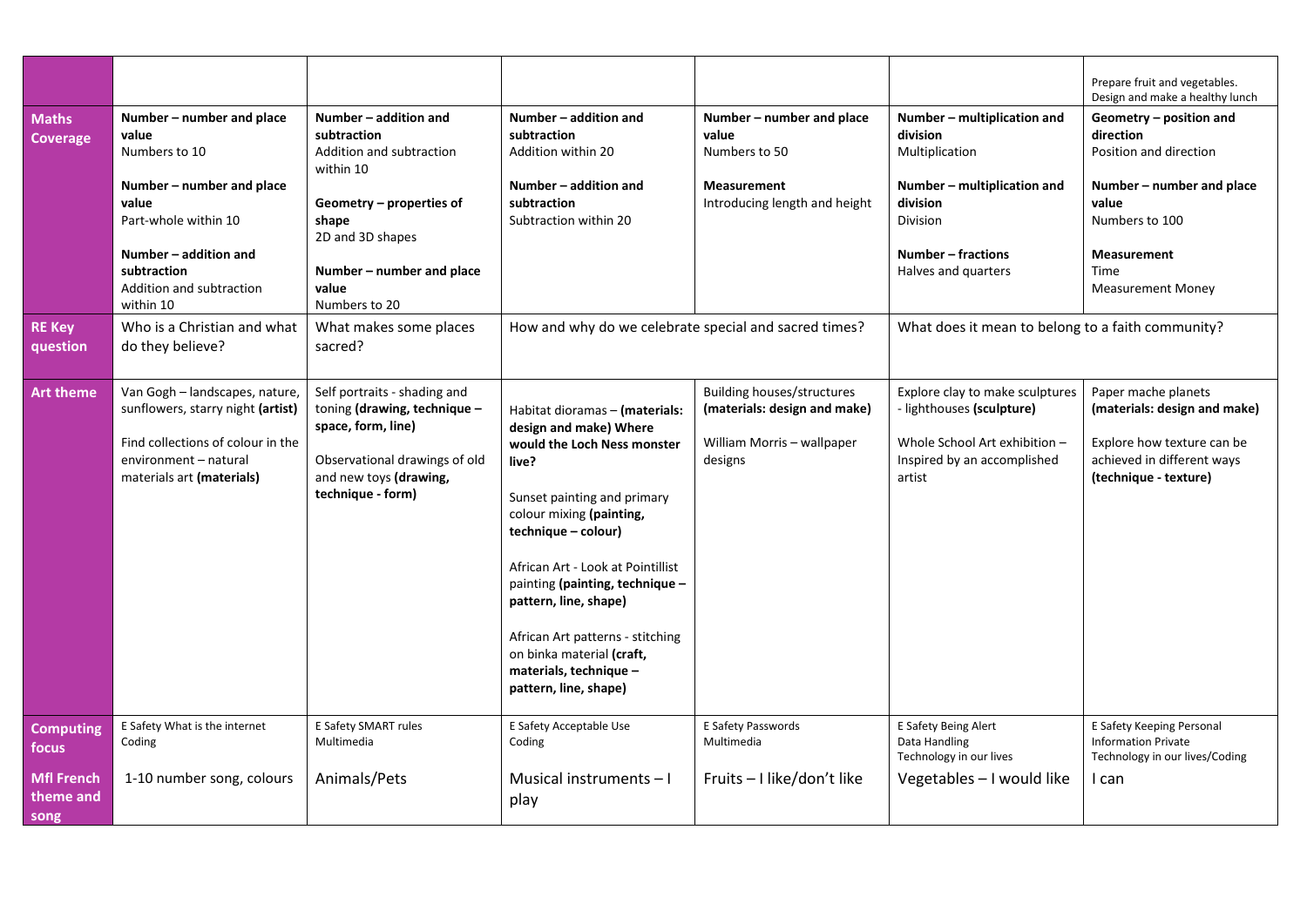| | | | | | | |
|---|---|---|---|---|---|---|
| | | | | | | Prepare fruit and vegetables. Design and make a healthy lunch |
| **Maths Coverage** | **Number – number and place value**<br>Numbers to 10<br><br>**Number – number and place value**<br>Part-whole within 10<br><br>**Number – addition and subtraction**<br>Addition and subtraction within 10 | **Number – addition and subtraction**<br>Addition and subtraction within 10<br><br>**Geometry – properties of shape**<br>2D and 3D shapes<br><br>**Number – number and place value**<br>Numbers to 20 | **Number – addition and subtraction**<br>Addition within 20<br><br>**Number – addition and subtraction**<br>Subtraction within 20 | **Number – number and place value**<br>Numbers to 50<br><br>**Measurement**<br>Introducing length and height | **Number – multiplication and division**<br>Multiplication<br><br>**Number – multiplication and division**<br>Division<br><br>**Number – fractions**<br>Halves and quarters | **Geometry – position and direction**<br>Position and direction<br><br>**Number – number and place value**<br>Numbers to 100<br><br>**Measurement**<br>Time<br>Measurement Money |
| **RE Key question** | Who is a Christian and what do they believe? | What makes some places sacred? | How and why do we celebrate special and sacred times? | | What does it mean to belong to a faith community? | |
| **Art theme** | Van Gogh – landscapes, nature, sunflowers, starry night **(artist)**<br><br>Find collections of colour in the environment – natural materials art **(materials)** | Self portraits - shading and toning **(drawing, technique – space, form, line)**<br><br>Observational drawings of old and new toys **(drawing, technique - form)** | Habitat dioramas – **(materials: design and make) Where would the Loch Ness monster live?**<br><br>Sunset painting and primary colour mixing **(painting, technique – colour)**<br><br>African Art - Look at Pointillist painting **(painting, technique – pattern, line, shape)**<br><br>African Art patterns - stitching on binka material **(craft, materials, technique – pattern, line, shape)** | Building houses/structures **(materials: design and make)**<br><br>William Morris – wallpaper designs | Explore clay to make sculptures - lighthouses **(sculpture)**<br><br>Whole School Art exhibition – Inspired by an accomplished artist | Paper mache planets **(materials: design and make)**<br><br>Explore how texture can be achieved in different ways **(technique - texture)** |
| **Computing focus** | E Safety What is the internet<br>Coding | E Safety SMART rules<br>Multimedia | E Safety Acceptable Use<br>Coding | E Safety Passwords<br>Multimedia | E Safety Being Alert<br>Data Handling<br>Technology in our lives | E Safety Keeping Personal Information Private<br>Technology in our lives/Coding |
| **Mfl French theme and song** | 1-10 number song, colours | Animals/Pets | Musical instruments – I play | Fruits – I like/don't like | Vegetables – I would like | I can |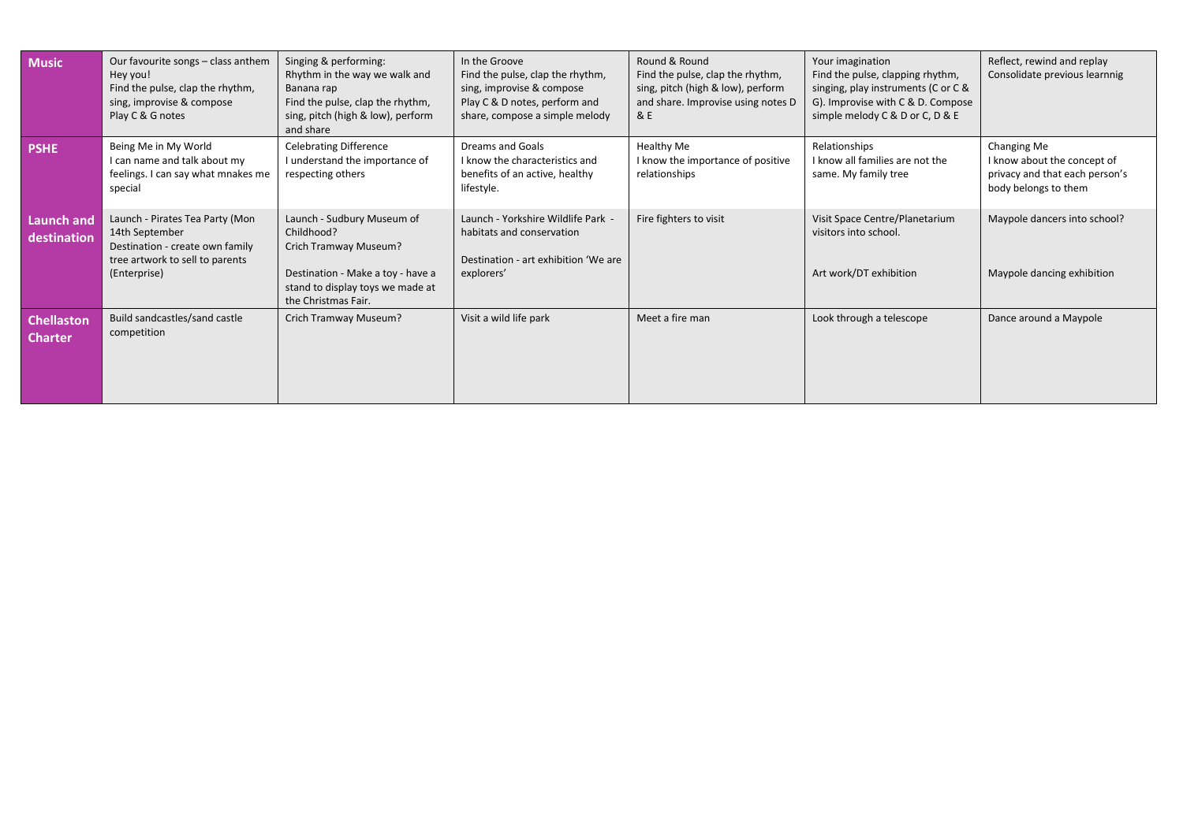| Music | Our favourite songs – class anthem<br>Hey you!<br>Find the pulse, clap the rhythm, sing, improvise & compose<br>Play C & G notes | Singing & performing:<br>Rhythm in the way we walk and Banana rap<br>Find the pulse, clap the rhythm, sing, pitch (high & low), perform and share | In the Groove<br>Find the pulse, clap the rhythm, sing, improvise & compose<br>Play C & D notes, perform and share, compose a simple melody | Round & Round<br>Find the pulse, clap the rhythm, sing, pitch (high & low), perform and share. Improvise using notes D & E | Your imagination<br>Find the pulse, clapping rhythm, singing, play instruments (C or C & G). Improvise with C & D. Compose simple melody C & D or C, D & E | Reflect, rewind and replay<br>Consolidate previous learnnig |
|---|---|---|---|---|---|---|
| PSHE | Being Me in My World<br>I can name and talk about my feelings. I can say what mnakes me special | Celebrating Difference<br>I understand the importance of respecting others | Dreams and Goals<br>I know the characteristics and benefits of an active, healthy lifestyle. | Healthy Me<br>I know the importance of positive relationships | Relationships<br>I know all families are not the same. My family tree | Changing Me<br>I know about the concept of privacy and that each person's body belongs to them |
| Launch and destination | Launch - Pirates Tea Party (Mon 14th September<br>Destination - create own family tree artwork to sell to parents (Enterprise) | Launch - Sudbury Museum of Childhood?<br>Crich Tramway Museum?<br><br>Destination - Make a toy - have a stand to display toys we made at the Christmas Fair. | Launch - Yorkshire Wildlife Park - habitats and conservation<br><br>Destination - art exhibition 'We are explorers' | Fire fighters to visit | Visit Space Centre/Planetarium visitors into school.<br><br>Art work/DT exhibition | Maypole dancers into school?<br><br>Maypole dancing exhibition |
| Chellaston Charter | Build sandcastles/sand castle competition | Crich Tramway Museum? | Visit a wild life park | Meet a fire man | Look through a telescope | Dance around a Maypole |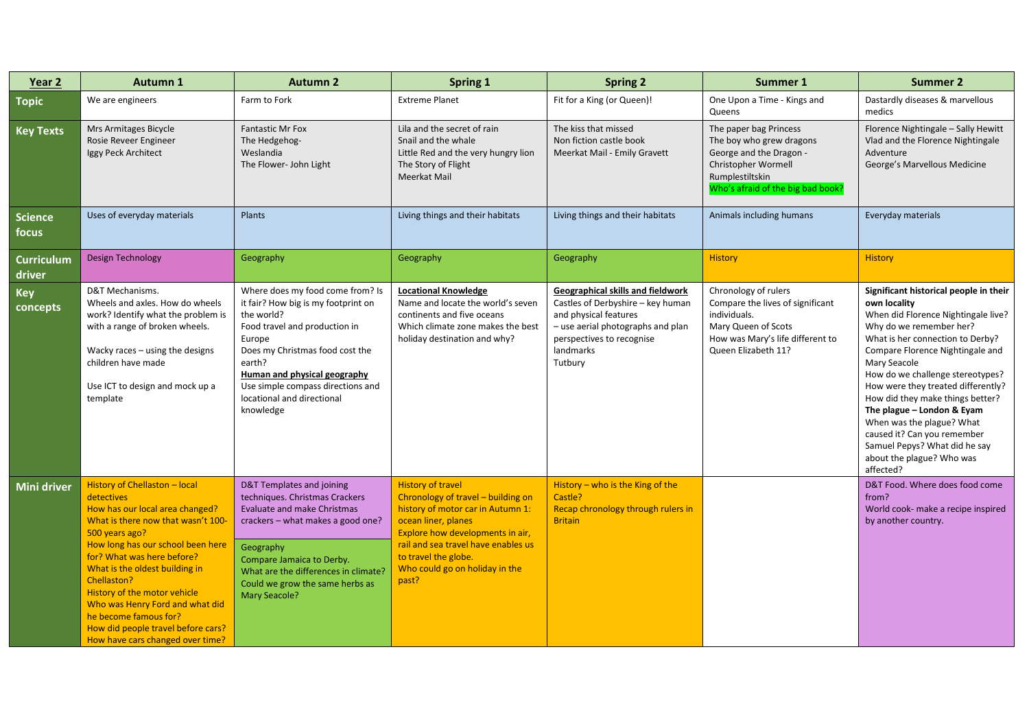| Year 2 | Autumn 1 | Autumn 2 | Spring 1 | Spring 2 | Summer 1 | Summer 2 |
|---|---|---|---|---|---|---|
| **Topic** | We are engineers | Farm to Fork | Extreme Planet | Fit for a King (or Queen)! | One Upon a Time - Kings and Queens | Dastardly diseases & marvellous medics |
| **Key Texts** | Mrs Armitages Bicycle<br>Rosie Reveer Engineer<br>Iggy Peck Architect | Fantastic Mr Fox<br>The Hedgehog- Weslandia<br>The Flower- John Light | Lila and the secret of rain<br>Snail and the whale<br>Little Red and the very hungry lion<br>The Story of Flight<br>Meerkat Mail | The kiss that missed<br>Non fiction castle book<br>Meerkat Mail - Emily Gravett | The paper bag Princess<br>The boy who grew dragons<br>George and the Dragon - Christopher Wormell<br>Rumplestiltskin<br>Who's afraid of the big bad book? | Florence Nightingale – Sally Hewitt<br>Vlad and the Florence Nightingale Adventure<br>George's Marvellous Medicine |
| **Science focus** | Uses of everyday materials | Plants | Living things and their habitats | Living things and their habitats | Animals including humans | Everyday materials |
| **Curriculum driver** | Design Technology | Geography | Geography | Geography | History | History |
| **Key concepts** | D&T Mechanisms.<br>Wheels and axles. How do wheels work? Identify what the problem is with a range of broken wheels.<br><br>Wacky races – using the designs children have made<br><br>Use ICT to design and mock up a template | Where does my food come from? Is it fair? How big is my footprint on the world?<br>Food travel and production in Europe<br>Does my Christmas food cost the earth?<br>**Human and physical geography**<br>Use simple compass directions and locational and directional knowledge | **Locational Knowledge**<br>Name and locate the world's seven continents and five oceans<br>Which climate zone makes the best holiday destination and why? | **Geographical skills and fieldwork**<br>Castles of Derbyshire – key human and physical features<br>– use aerial photographs and plan perspectives to recognise landmarks<br>Tutbury | Chronology of rulers<br>Compare the lives of significant individuals.<br>Mary Queen of Scots<br>How was Mary's life different to Queen Elizabeth 11? | **Significant historical people in their own locality**<br>When did Florence Nightingale live? Why do we remember her?<br>What is her connection to Derby?<br>Compare Florence Nightingale and Mary Seacole<br>How do we challenge stereotypes?<br>How were they treated differently?<br>How did they make things better?<br>**The plague – London & Eyam**<br>When was the plague? What caused it? Can you remember Samuel Pepys? What did he say about the plague? Who was affected? |
| **Mini driver** | History of Chellaston – local detectives<br>How has our local area changed?<br>What is there now that wasn't 100-500 years ago?<br>How long has our school been here for? What was here before?<br>What is the oldest building in Chellaston?<br>History of the motor vehicle<br>Who was Henry Ford and what did he become famous for?<br>How did people travel before cars?<br>How have cars changed over time? | D&T Templates and joining techniques. Christmas Crackers<br>Evaluate and make Christmas crackers – what makes a good one?<br><br>Geography<br>Compare Jamaica to Derby.<br>What are the differences in climate?<br>Could we grow the same herbs as Mary Seacole? | History of travel<br>Chronology of travel – building on history of motor car in Autumn 1: ocean liner, planes<br>Explore how developments in air, rail and sea travel have enables us to travel the globe.<br>Who could go on holiday in the past? | History – who is the King of the Castle?<br>Recap chronology through rulers in Britain | | D&T Food. Where does food come from?<br>World cook- make a recipe inspired by another country. |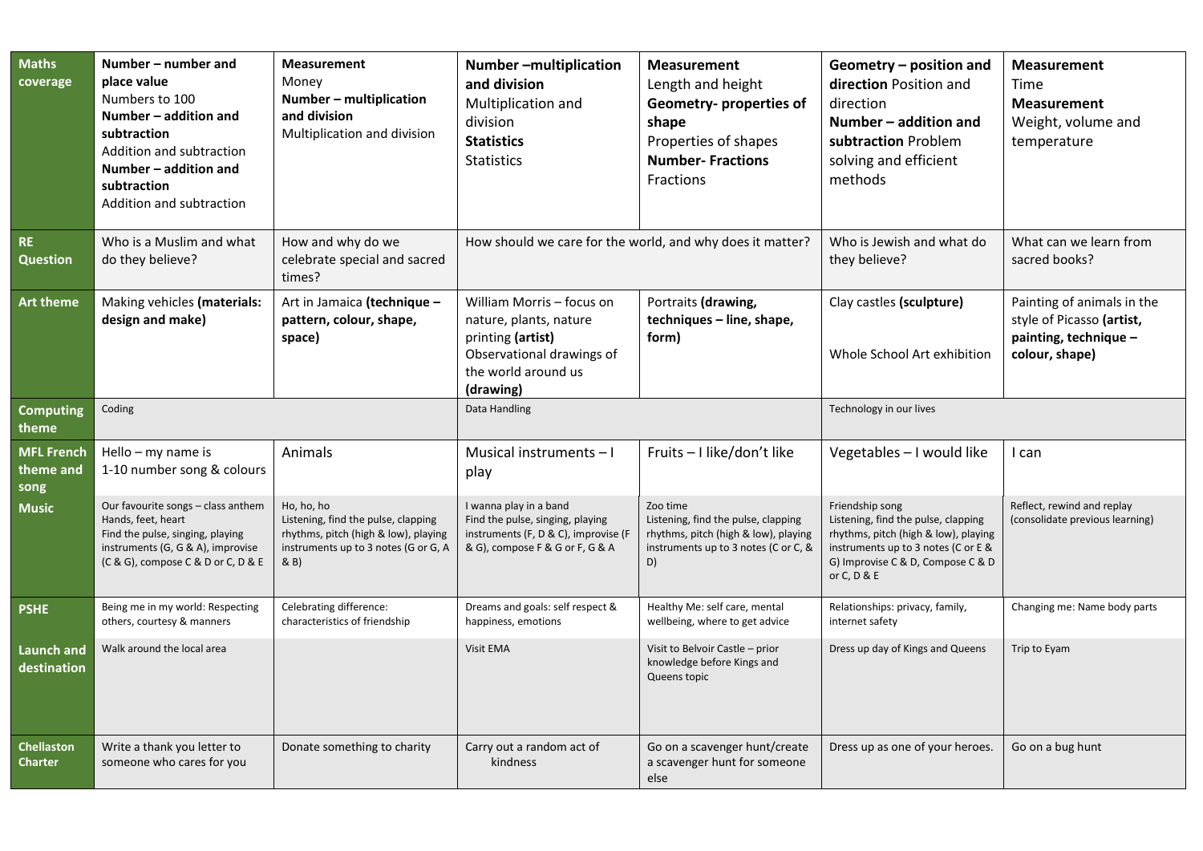| **Maths coverage** | **Number – number and place value** Numbers to 100 **Number – addition and subtraction** Addition and subtraction **Number – addition and subtraction** Addition and subtraction | **Measurement** Money **Number – multiplication and division** Multiplication and division | **Number –multiplication and division** Multiplication and division **Statistics** Statistics | **Measurement** Length and height **Geometry- properties of shape** Properties of shapes **Number- Fractions** Fractions | **Geometry – position and direction** Position and direction **Number – addition and subtraction** Problem solving and efficient methods | **Measurement** Time **Measurement** Weight, volume and temperature |
|---|---|---|---|---|---|---|
| **RE Question** | Who is a Muslim and what do they believe? | How and why do we celebrate special and sacred times? | How should we care for the world, and why does it matter? | | Who is Jewish and what do they believe? | What can we learn from sacred books? |
| **Art theme** | Making vehicles **(materials: design and make)** | Art in Jamaica **(technique – pattern, colour, shape, space)** | William Morris – focus on nature, plants, nature printing **(artist)** Observational drawings of the world around us **(drawing)** | Portraits **(drawing, techniques – line, shape, form)** | Clay castles **(sculpture)** Whole School Art exhibition | Painting of animals in the style of Picasso **(artist, painting, technique – colour, shape)** |
| **Computing theme** | Coding | | Data Handling | | Technology in our lives | |
| **MFL French theme and song** | Hello – my name is 1-10 number song & colours | Animals | Musical instruments – I play | Fruits – I like/don't like | Vegetables – I would like | I can |
| **Music** | Our favourite songs – class anthem Hands, feet, heart Find the pulse, singing, playing instruments (G, G & A), improvise (C & G), compose C & D or C, D & E | Ho, ho, ho Listening, find the pulse, clapping rhythms, pitch (high & low), playing instruments up to 3 notes (G or G, A & B) | I wanna play in a band Find the pulse, singing, playing instruments (F, D & C), improvise (F & G), compose F & G or F, G & A | Zoo time Listening, find the pulse, clapping rhythms, pitch (high & low), playing instruments up to 3 notes (C or C, & D) | Friendship song Listening, find the pulse, clapping rhythms, pitch (high & low), playing instruments up to 3 notes (C or E & G) Improvise C & D, Compose C & D or C, D & E | Reflect, rewind and replay (consolidate previous learning) |
| **PSHE** | Being me in my world: Respecting others, courtesy & manners | Celebrating difference: characteristics of friendship | Dreams and goals: self respect & happiness, emotions | Healthy Me: self care, mental wellbeing, where to get advice | Relationships: privacy, family, internet safety | Changing me: Name body parts |
| **Launch and destination** | Walk around the local area | | Visit EMA | Visit to Belvoir Castle – prior knowledge before Kings and Queens topic | Dress up day of Kings and Queens | Trip to Eyam |
| **Chellaston Charter** | Write a thank you letter to someone who cares for you | Donate something to charity | Carry out a random act of kindness | Go on a scavenger hunt/create a scavenger hunt for someone else | Dress up as one of your heroes. | Go on a bug hunt |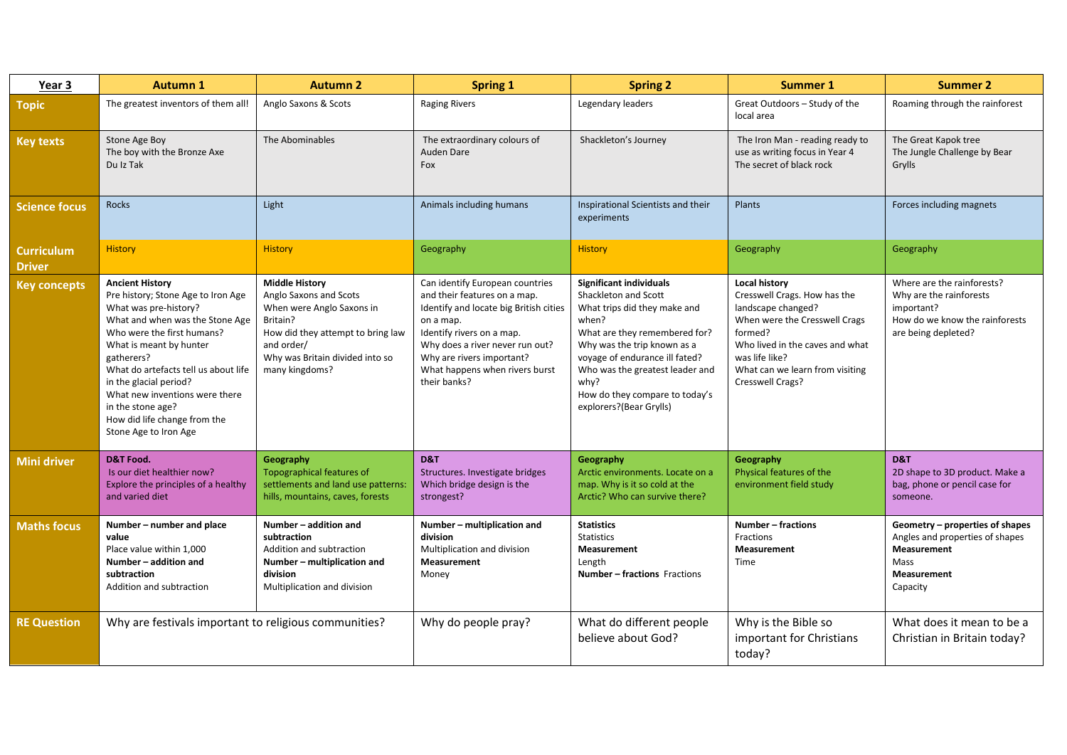| Year 3 | Autumn 1 | Autumn 2 | Spring 1 | Spring 2 | Summer 1 | Summer 2 |
|---|---|---|---|---|---|---|
| **Topic** | The greatest inventors of them all! | Anglo Saxons & Scots | Raging Rivers | Legendary leaders | Great Outdoors – Study of the local area | Roaming through the rainforest |
| **Key texts** | Stone Age Boy<br>The boy with the Bronze Axe<br>Du Iz Tak | The Abominables | The extraordinary colours of Auden Dare<br>Fox | Shackleton's Journey | The Iron Man - reading ready to use as writing focus in Year 4<br>The secret of black rock | The Great Kapok tree<br>The Jungle Challenge by Bear Grylls |
| **Science focus** | Rocks | Light | Animals including humans | Inspirational Scientists and their experiments | Plants | Forces including magnets |
| **Curriculum Driver** | History | History | Geography | History | Geography | Geography |
| **Key concepts** | **Ancient History**<br>Pre history; Stone Age to Iron Age<br>What was pre-history?<br>What and when was the Stone Age<br>Who were the first humans?<br>What is meant by hunter gatherers?<br>What do artefacts tell us about life in the glacial period?<br>What new inventions were there in the stone age?<br>How did life change from the Stone Age to Iron Age | **Middle History**<br>Anglo Saxons and Scots<br>When were Anglo Saxons in Britain?<br>How did they attempt to bring law and order/<br>Why was Britain divided into so many kingdoms? | Can identify European countries and their features on a map.<br>Identify and locate big British cities on a map.<br>Identify rivers on a map.<br>Why does a river never run out?<br>Why are rivers important?<br>What happens when rivers burst their banks? | **Significant individuals**<br>Shackleton and Scott<br>What trips did they make and when?<br>What are they remembered for?<br>Why was the trip known as a voyage of endurance ill fated?<br>Who was the greatest leader and why?<br>How do they compare to today's explorers?(Bear Grylls) | **Local history**<br>Cresswell Crags. How has the landscape changed?<br>When were the Cresswell Crags formed?<br>Who lived in the caves and what was life like?<br>What can we learn from visiting Cresswell Crags? | Where are the rainforests?<br>Why are the rainforests important?<br>How do we know the rainforests are being depleted? |
| **Mini driver** | **D&T Food.**<br>Is our diet healthier now?<br>Explore the principles of a healthy and varied diet | **Geography**<br>Topographical features of settlements and land use patterns: hills, mountains, caves, forests | **D&T**<br>Structures. Investigate bridges<br>Which bridge design is the strongest? | **Geography**<br>Arctic environments. Locate on a map. Why is it so cold at the Arctic? Who can survive there? | **Geography**<br>Physical features of the environment field study | **D&T**<br>2D shape to 3D product. Make a bag, phone or pencil case for someone. |
| **Maths focus** | **Number – number and place value**<br>Place value within 1,000<br>**Number – addition and subtraction**<br>Addition and subtraction | **Number – addition and subtraction**<br>Addition and subtraction<br>**Number – multiplication and division**<br>Multiplication and division | **Number – multiplication and division**<br>Multiplication and division<br>**Measurement**<br>Money | **Statistics**<br>Statistics<br>**Measurement**<br>Length<br>**Number – fractions** Fractions | **Number – fractions**<br>Fractions<br>**Measurement**<br>Time | **Geometry – properties of shapes**<br>Angles and properties of shapes<br>**Measurement**<br>Mass<br>**Measurement**<br>Capacity |
| **RE Question** | Why are festivals important to religious communities? | | Why do people pray? | What do different people believe about God? | Why is the Bible so important for Christians today? | What does it mean to be a Christian in Britain today? |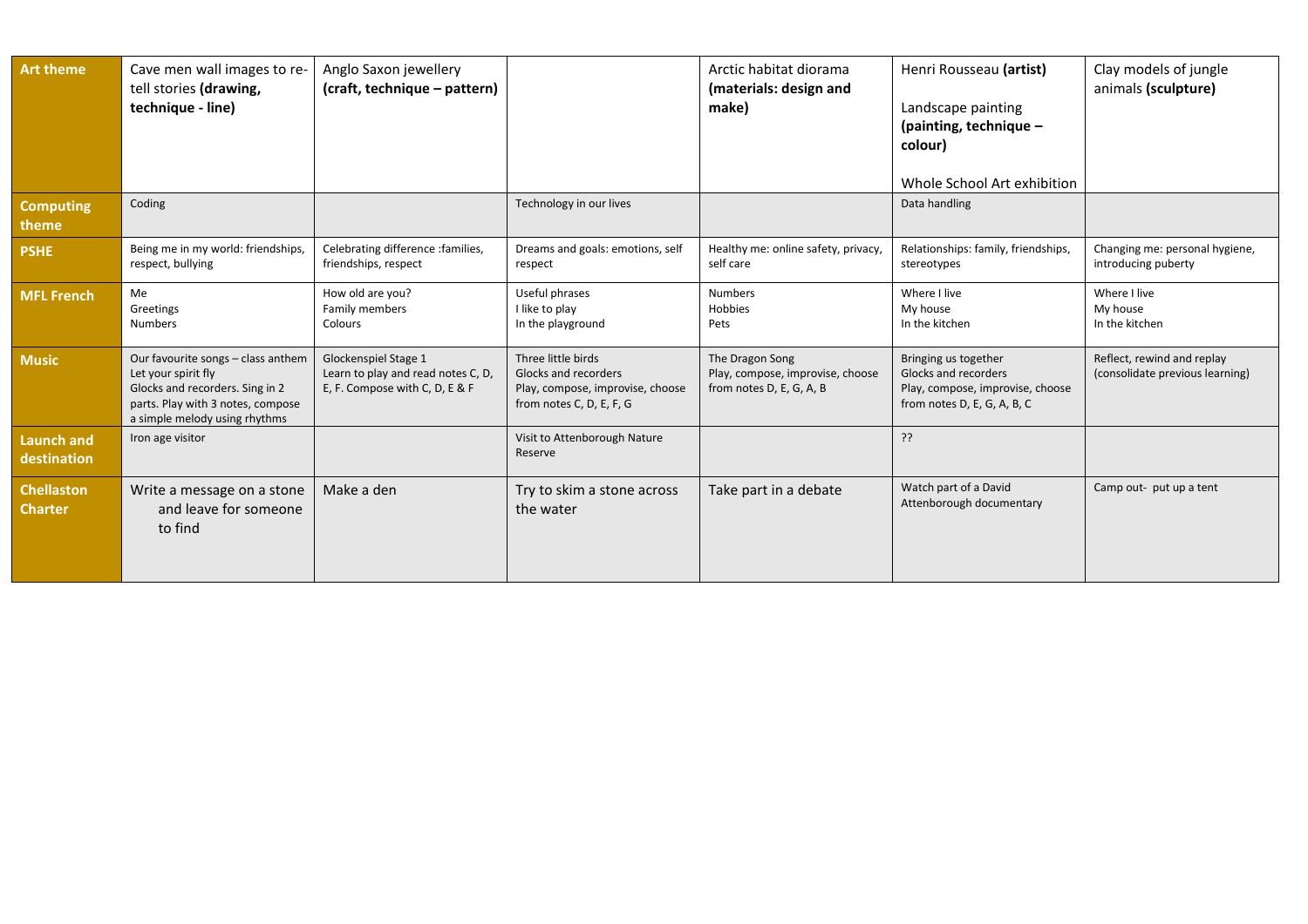| Art theme | Cave men wall images to re-tell stories **(drawing, technique - line)** | Anglo Saxon jewellery **(craft, technique – pattern)** | | Arctic habitat diorama **(materials: design and make)** | Henri Rousseau **(artist)**<br><br>Landscape painting **(painting, technique – colour)**<br><br>Whole School Art exhibition | Clay models of jungle animals **(sculpture)** |
|---|---|---|---|---|---|---|
| **Computing theme** | Coding | | Technology in our lives | | Data handling | |
| **PSHE** | Being me in my world: friendships, respect, bullying | Celebrating difference :families, friendships, respect | Dreams and goals: emotions, self respect | Healthy me: online safety, privacy, self care | Relationships: family, friendships, stereotypes | Changing me: personal hygiene, introducing puberty |
| **MFL French** | Me<br>Greetings<br>Numbers | How old are you?<br>Family members<br>Colours | Useful phrases<br>I like to play<br>In the playground | Numbers<br>Hobbies<br>Pets | Where I live<br>My house<br>In the kitchen | Where I live<br>My house<br>In the kitchen |
| **Music** | Our favourite songs – class anthem<br>Let your spirit fly<br>Glocks and recorders. Sing in 2 parts. Play with 3 notes, compose a simple melody using rhythms | Glockenspiel Stage 1<br>Learn to play and read notes C, D, E, F. Compose with C, D, E & F | Three little birds<br>Glocks and recorders<br>Play, compose, improvise, choose from notes C, D, E, F, G | The Dragon Song<br>Play, compose, improvise, choose from notes D, E, G, A, B | Bringing us together<br>Glocks and recorders<br>Play, compose, improvise, choose from notes D, E, G, A, B, C | Reflect, rewind and replay (consolidate previous learning) |
| **Launch and destination** | Iron age visitor | | Visit to Attenborough Nature Reserve | | ?? | |
| **Chellaston Charter** | Write a message on a stone and leave for someone to find | Make a den | Try to skim a stone across the water | Take part in a debate | Watch part of a David Attenborough documentary | Camp out- put up a tent |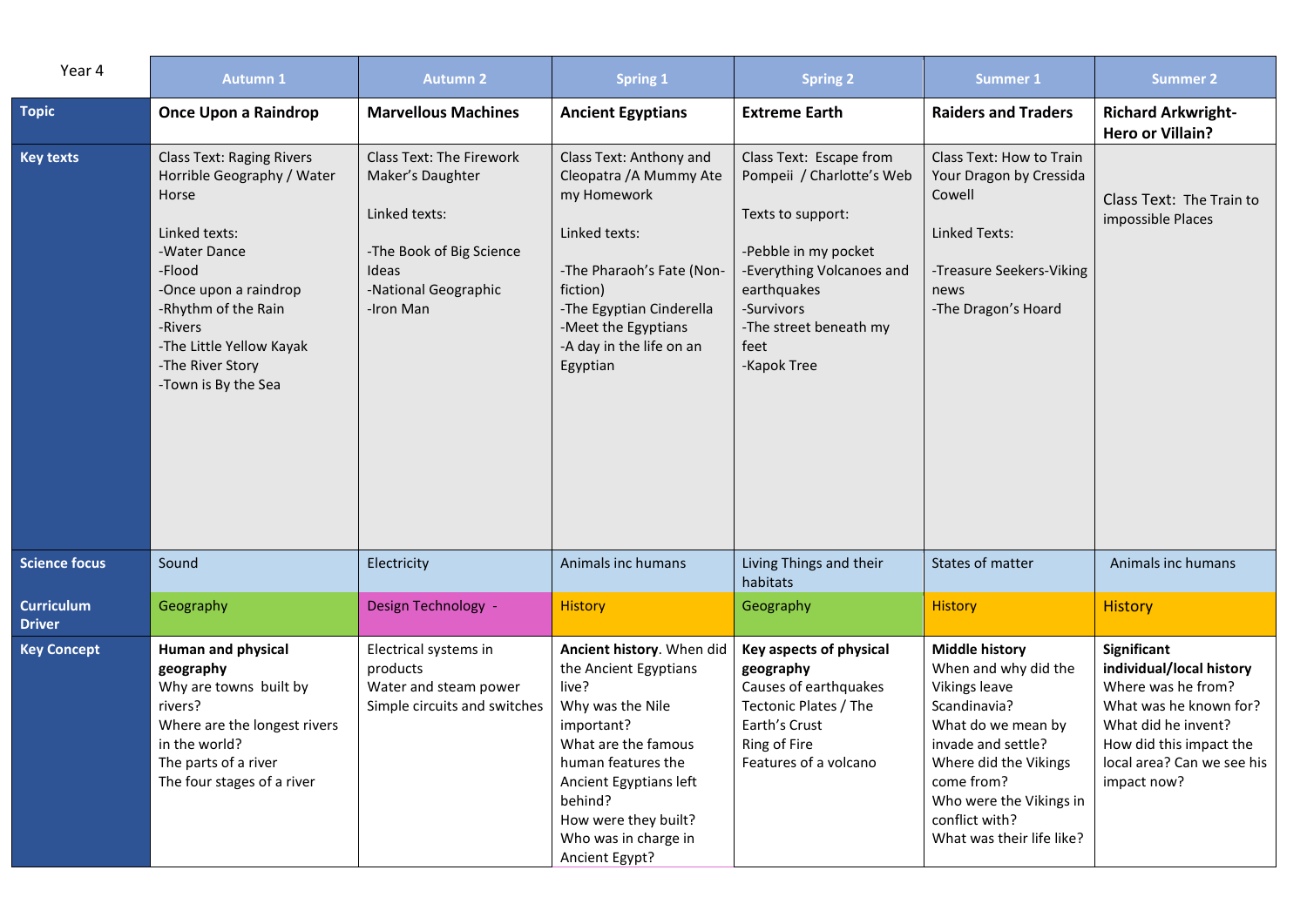| Year 4 | Autumn 1 | Autumn 2 | Spring 1 | Spring 2 | Summer 1 | Summer 2 |
|---|---|---|---|---|---|---|
| **Topic** | **Once Upon a Raindrop** | **Marvellous Machines** | **Ancient Egyptians** | **Extreme Earth** | **Raiders and Traders** | **Richard Arkwright- Hero or Villain?** |
| **Key texts** | Class Text: Raging Rivers Horrible Geography / Water Horse<br><br>Linked texts:<br>-Water Dance<br>-Flood<br>-Once upon a raindrop<br>-Rhythm of the Rain<br>-Rivers<br>-The Little Yellow Kayak<br>-The River Story<br>-Town is By the Sea | Class Text: The Firework Maker's Daughter<br><br>Linked texts:<br><br>-The Book of Big Science Ideas<br>-National Geographic<br>-Iron Man | Class Text: Anthony and Cleopatra /A Mummy Ate my Homework<br><br>Linked texts:<br><br>-The Pharaoh's Fate (Non-fiction)<br>-The Egyptian Cinderella<br>-Meet the Egyptians<br>-A day in the life on an Egyptian | Class Text: Escape from Pompeii / Charlotte's Web<br><br>Texts to support:<br><br>-Pebble in my pocket<br>-Everything Volcanoes and earthquakes<br>-Survivors<br>-The street beneath my feet<br>-Kapok Tree | Class Text: How to Train Your Dragon by Cressida Cowell<br><br>Linked Texts:<br><br>-Treasure Seekers-Viking news<br>-The Dragon's Hoard | Class Text: The Train to impossible Places |
| **Science focus** | Sound | Electricity | Animals inc humans | Living Things and their habitats | States of matter | Animals inc humans |
| **Curriculum Driver** | Geography | Design Technology - | History | Geography | History | History |
| **Key Concept** | **Human and physical geography**<br>Why are towns built by rivers?<br>Where are the longest rivers in the world?<br>The parts of a river<br>The four stages of a river | Electrical systems in products<br>Water and steam power<br>Simple circuits and switches | **Ancient history**. When did the Ancient Egyptians live?<br>Why was the Nile important?<br>What are the famous human features the Ancient Egyptians left behind?<br>How were they built?<br>Who was in charge in Ancient Egypt? | **Key aspects of physical geography**<br>Causes of earthquakes<br>Tectonic Plates / The Earth's Crust<br>Ring of Fire<br>Features of a volcano | **Middle history**<br>When and why did the Vikings leave Scandinavia?<br>What do we mean by invade and settle?<br>Where did the Vikings come from?<br>Who were the Vikings in conflict with?<br>What was their life like? | **Significant individual/local history**<br>Where was he from?<br>What was he known for?<br>What did he invent?<br>How did this impact the local area? Can we see his impact now? |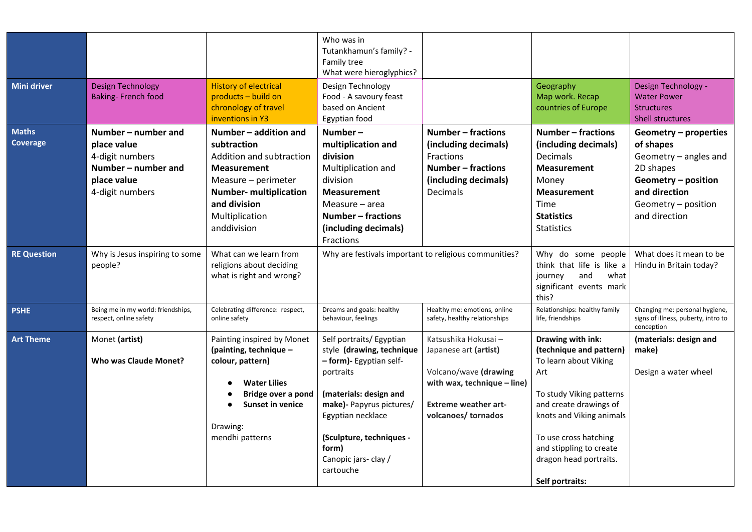| | | | | | | |
|---|---|---|---|---|---|---|
| | | | Who was in Tutankhamun's family? - Family tree<br>What were hieroglyphics? | | | |
| **Mini driver** | Design Technology<br>Baking- French food | History of electrical products – build on chronology of travel inventions in Y3 | Design Technology<br>Food - A savoury feast based on Ancient Egyptian food | | Geography<br>Map work. Recap countries of Europe | Design Technology - Water Power<br>Structures<br>Shell structures |
| **Maths Coverage** | **Number – number and place value**<br>4-digit numbers<br>**Number – number and place value**<br>4-digit numbers | **Number – addition and subtraction**<br>Addition and subtraction<br>**Measurement**<br>Measure – perimeter<br>**Number- multiplication and division**<br>Multiplication anddivision | **Number – multiplication and division**<br>Multiplication and division<br>**Measurement**<br>Measure – area<br>**Number – fractions (including decimals)**<br>Fractions | **Number – fractions (including decimals)**<br>Fractions<br>**Number – fractions (including decimals)**<br>Decimals | **Number – fractions (including decimals)**<br>Decimals<br>**Measurement**<br>Money<br>**Measurement**<br>Time<br>**Statistics**<br>Statistics | **Geometry – properties of shapes**<br>Geometry – angles and 2D shapes<br>**Geometry – position and direction**<br>Geometry – position and direction |
| **RE Question** | Why is Jesus inspiring to some people? | What can we learn from religions about deciding what is right and wrong? | Why are festivals important to religious communities? | | Why do some people think that life is like a journey and what significant events mark this? | What does it mean to be Hindu in Britain today? |
| **PSHE** | Being me in my world: friendships, respect, online safety | Celebrating difference: respect, online safety | Dreams and goals: healthy behaviour, feelings | Healthy me: emotions, online safety, healthy relationships | Relationships: healthy family life, friendships | Changing me: personal hygiene, signs of illness, puberty, intro to conception |
| **Art Theme** | Monet **(artist)**<br><br>**Who was Claude Monet?** | Painting inspired by Monet **(painting, technique – colour, pattern)**<br>• **Water Lilies**<br>• **Bridge over a pond**<br>• **Sunset in venice**<br><br>Drawing:<br>mendhi patterns | Self portraits/ Egyptian style **(drawing, technique – form)-** Egyptian self-portraits<br><br>**(materials: design and make)-** Papyrus pictures/ Egyptian necklace<br><br>**(Sculpture, techniques - form)**<br>Canopic jars- clay / cartouche | Katsushika Hokusai – Japanese art **(artist)**<br><br>Volcano/wave **(drawing with wax, technique – line)**<br><br>**Extreme weather art- volcanoes/ tornados** | **Drawing with ink: (technique and pattern)**<br>To learn about Viking Art<br><br>To study Viking patterns and create drawings of knots and Viking animals<br><br>To use cross hatching and stippling to create dragon head portraits.<br><br>**Self portraits:** | **(materials: design and make)**<br><br>Design a water wheel |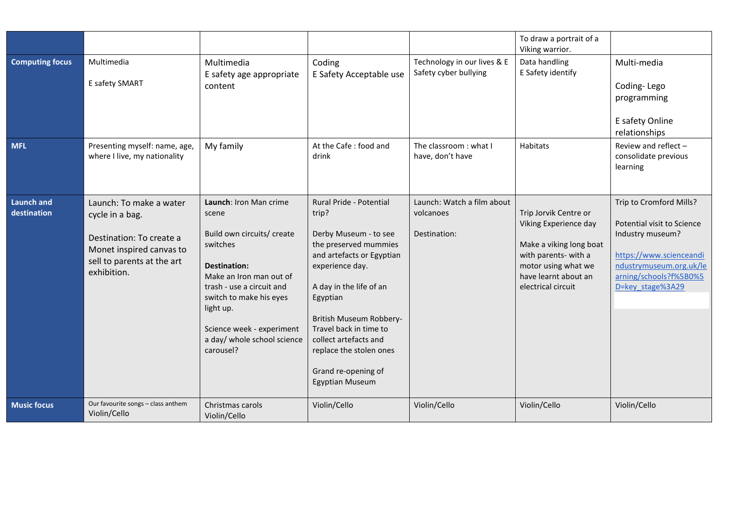| | | | | | | |
|---|---|---|---|---|---|---|
| | | | | | To draw a portrait of a Viking warrior. | |
| **Computing focus** | Multimedia<br><br>E safety SMART | Multimedia<br>E safety age appropriate content | Coding<br>E Safety Acceptable use | Technology in our lives & E Safety cyber bullying | Data handling<br>E Safety identify | Multi-media<br><br>Coding- Lego programming<br><br>E safety Online relationships |
| **MFL** | Presenting myself: name, age, where I live, my nationality | My family | At the Cafe : food and drink | The classroom : what I have, don't have | Habitats | Review and reflect – consolidate previous learning |
| **Launch and destination** | Launch: To make a water cycle in a bag.<br><br>Destination: To create a Monet inspired canvas to sell to parents at the art exhibition. | **Launch**: Iron Man crime scene<br><br>Build own circuits/ create switches<br><br>**Destination:**<br>Make an Iron man out of trash - use a circuit and switch to make his eyes light up.<br><br>Science week - experiment a day/ whole school science carousel? | Rural Pride - Potential trip?<br><br>Derby Museum - to see the preserved mummies and artefacts or Egyptian experience day.<br><br>A day in the life of an Egyptian<br><br>British Museum Robbery- Travel back in time to collect artefacts and replace the stolen ones<br><br>Grand re-opening of Egyptian Museum | Launch: Watch a film about volcanoes<br><br>Destination: | Trip Jorvik Centre or Viking Experience day<br><br>Make a viking long boat with parents- with a motor using what we have learnt about an electrical circuit | Trip to Cromford Mills?<br><br>Potential visit to Science Industry museum?<br><br>https://www.scienceandindustrymuseum.org.uk/learning/schools?f%5B0%5D=key_stage%3A29 |
| **Music focus** | Our favourite songs – class anthem<br>Violin/Cello | Christmas carols<br>Violin/Cello | Violin/Cello | Violin/Cello | Violin/Cello | Violin/Cello |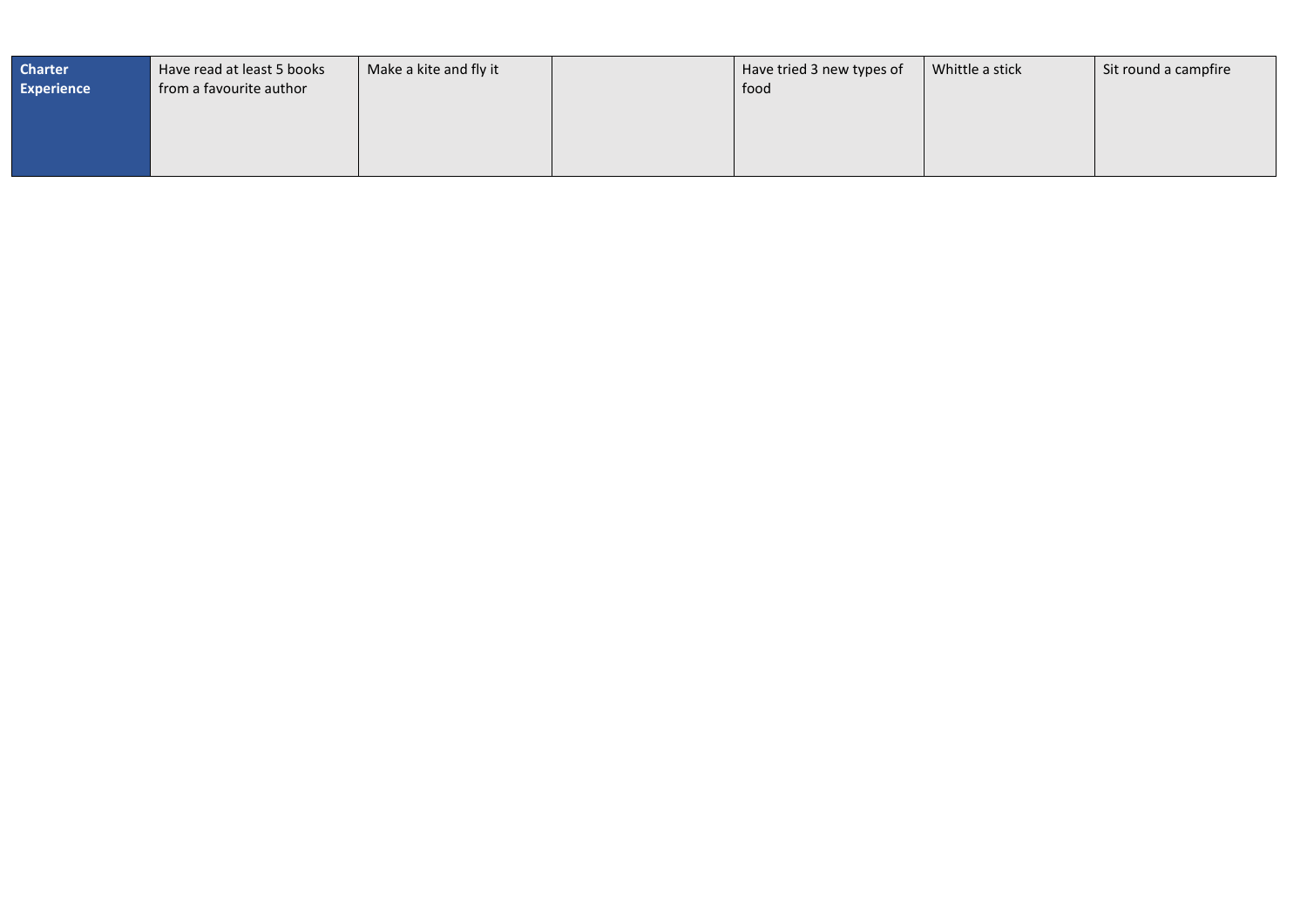| **Charter Experience** | Have read at least 5 books from a favourite author | Make a kite and fly it | | Have tried 3 new types of food | Whittle a stick | Sit round a campfire |
|---|---|---|---|---|---|---|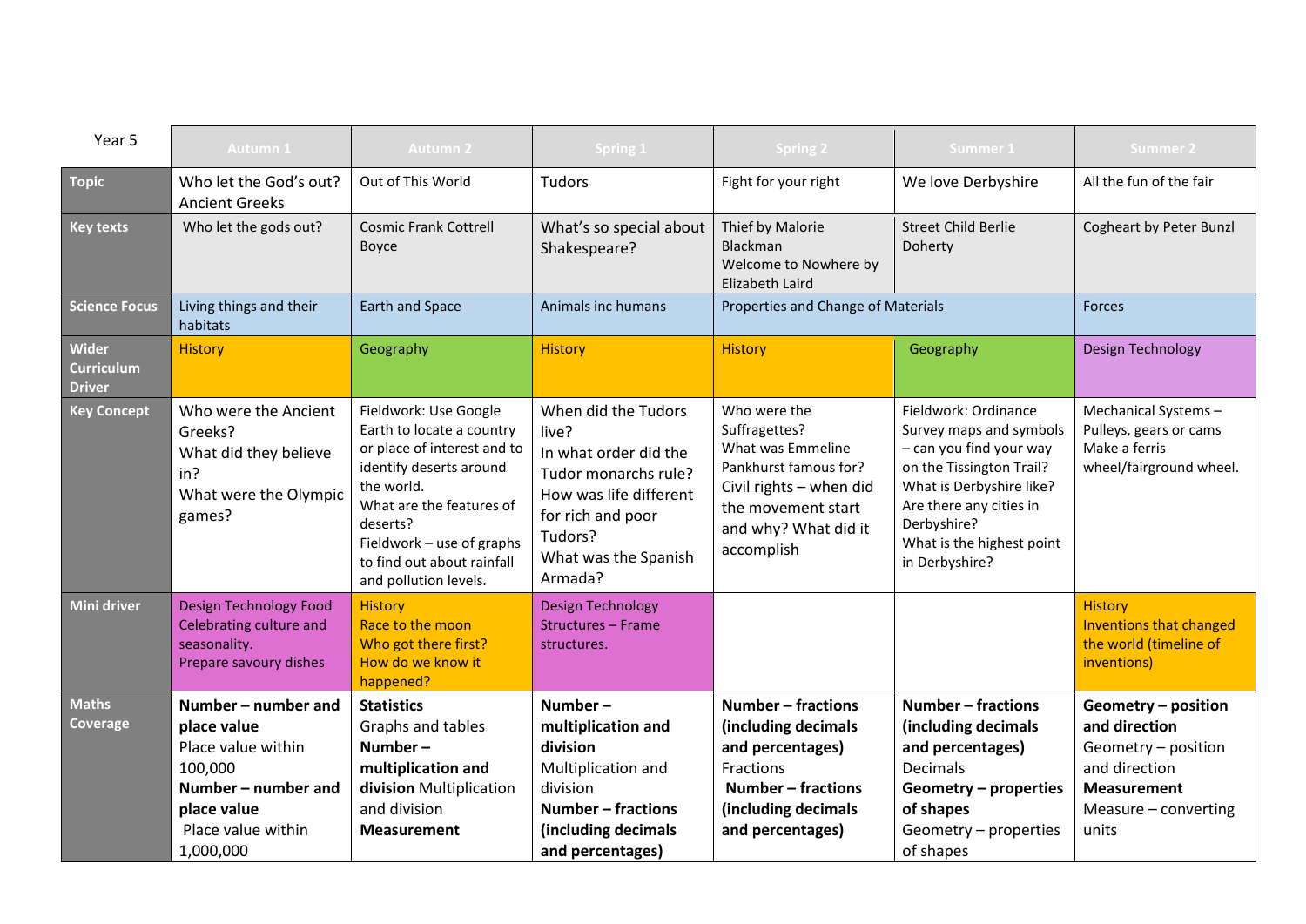| Year 5 | Autumn 1 | Autumn 2 | Spring 1 | Spring 2 | Summer 1 | Summer 2 |
|---|---|---|---|---|---|---|
| **Topic** | Who let the God's out? Ancient Greeks | Out of This World | Tudors | Fight for your right | We love Derbyshire | All the fun of the fair |
| **Key texts** | Who let the gods out? | Cosmic Frank Cottrell Boyce | What's so special about Shakespeare? | Thief by Malorie Blackman<br>Welcome to Nowhere by Elizabeth Laird | Street Child Berlie Doherty | Cogheart by Peter Bunzl |
| **Science Focus** | Living things and their habitats | Earth and Space | Animals inc humans | Properties and Change of Materials | | Forces |
| **Wider Curriculum Driver** | History | Geography | History | History | Geography | Design Technology |
| **Key Concept** | Who were the Ancient Greeks?<br>What did they believe in?<br>What were the Olympic games? | Fieldwork: Use Google Earth to locate a country or place of interest and to identify deserts around the world.<br>What are the features of deserts?<br>Fieldwork – use of graphs to find out about rainfall and pollution levels. | When did the Tudors live?<br>In what order did the Tudor monarchs rule?<br>How was life different for rich and poor Tudors?<br>What was the Spanish Armada? | Who were the Suffragettes?<br>What was Emmeline Pankhurst famous for?<br>Civil rights – when did the movement start and why? What did it accomplish | Fieldwork: Ordinance Survey maps and symbols – can you find your way on the Tissington Trail?<br>What is Derbyshire like?<br>Are there any cities in Derbyshire?<br>What is the highest point in Derbyshire? | Mechanical Systems – Pulleys, gears or cams<br>Make a ferris wheel/fairground wheel. |
| **Mini driver** | Design Technology Food<br>Celebrating culture and seasonality.<br>Prepare savoury dishes | History<br>Race to the moon<br>Who got there first?<br>How do we know it happened? | Design Technology<br>Structures – Frame structures. | | | History<br>Inventions that changed the world (timeline of inventions) |
| **Maths Coverage** | **Number – number and place value**<br>Place value within 100,000<br>**Number – number and place value**<br>Place value within 1,000,000 | **Statistics**<br>Graphs and tables<br>**Number – multiplication and division** Multiplication and division<br>**Measurement** | **Number – multiplication and division**<br>Multiplication and division<br>**Number – fractions (including decimals and percentages)** | **Number – fractions (including decimals and percentages)**<br>Fractions<br>**Number – fractions (including decimals and percentages)** | **Number – fractions (including decimals and percentages)**<br>Decimals<br>**Geometry – properties of shapes**<br>Geometry – properties of shapes | **Geometry – position and direction**<br>Geometry – position and direction<br>**Measurement**<br>Measure – converting units |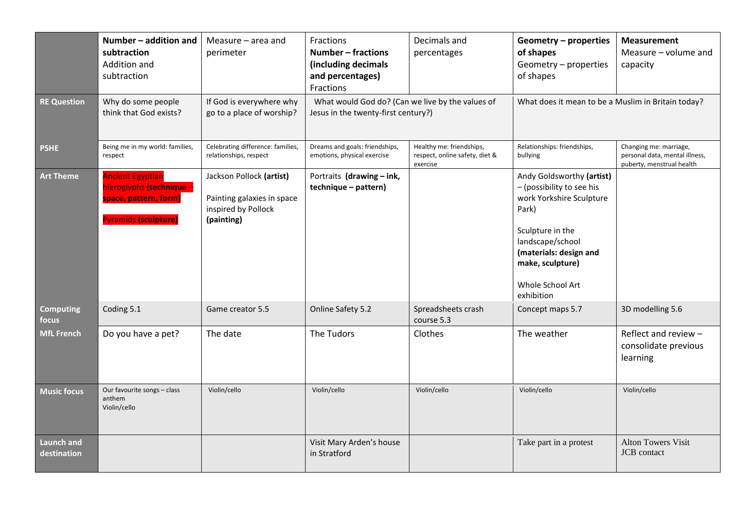| | **Number – addition and subtraction** Addition and subtraction | Measure – area and perimeter | Fractions **Number – fractions (including decimals and percentages)** Fractions | Decimals and percentages | **Geometry – properties of shapes** Geometry – properties of shapes | **Measurement** Measure – volume and capacity |
|---|---|---|---|---|---|---|
| **RE Question** | Why do some people think that God exists? | If God is everywhere why go to a place of worship? | What would God do? (Can we live by the values of Jesus in the twenty-first century?) | | What does it mean to be a Muslim in Britain today? | |
| **PSHE** | Being me in my world: families, respect | Celebrating difference: families, relationships, respect | Dreams and goals: friendships, emotions, physical exercise | Healthy me: friendships, respect, online safety, diet & exercise | Relationships: friendships, bullying | Changing me: marriage, personal data, mental illness, puberty, menstrual health |
| **Art Theme** | Ancient Egyptian hieroglyphs **(technique – space, pattern, form)**<br><br>Pyramids **(sculpture)** | Jackson Pollock **(artist)**<br><br>Painting galaxies in space inspired by Pollock **(painting)** | Portraits **(drawing – ink, technique – pattern)** | | Andy Goldsworthy **(artist)** – (possibility to see his work Yorkshire Sculpture Park)<br><br>Sculpture in the landscape/school **(materials: design and make, sculpture)**<br><br>Whole School Art exhibition | |
| **Computing focus** | Coding 5.1 | Game creator 5.5 | Online Safety 5.2 | Spreadsheets crash course 5.3 | Concept maps 5.7 | 3D modelling 5.6 |
| **MfL French** | Do you have a pet? | The date | The Tudors | Clothes | The weather | Reflect and review – consolidate previous learning |
| **Music focus** | Our favourite songs – class anthem<br>Violin/cello | Violin/cello | Violin/cello | Violin/cello | Violin/cello | Violin/cello |
| **Launch and destination** | | | Visit Mary Arden's house in Stratford | | Take part in a protest | Alton Towers Visit<br>JCB contact |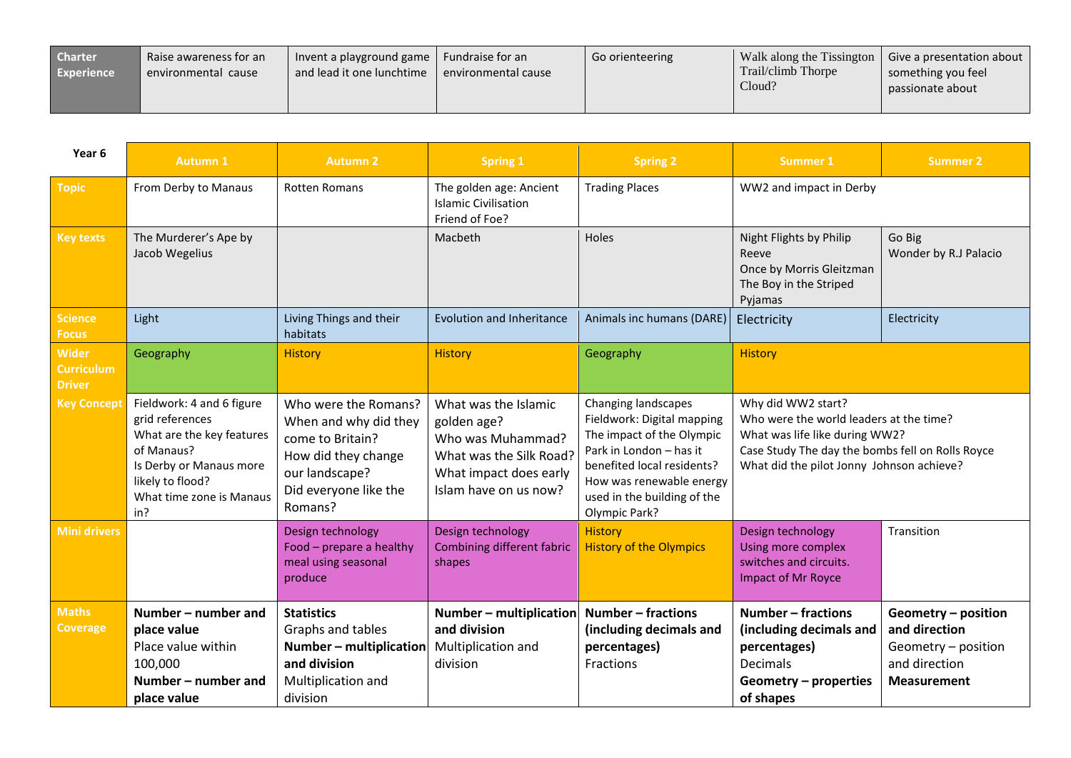| Charter Experience | Raise awareness for an environmental cause | Invent a playground game and lead it one lunchtime | Fundraise for an environmental cause | Go orienteering | Walk along the Tissington Trail/climb Thorpe Cloud? | Give a presentation about something you feel passionate about |
|---|---|---|---|---|---|---|

| Year 6 | Autumn 1 | Autumn 2 | Spring 1 | Spring 2 | Summer 1 | Summer 2 |
|---|---|---|---|---|---|---|
| Topic | From Derby to Manaus | Rotten Romans | The golden age: Ancient Islamic Civilisation<br>Friend of Foe? | Trading Places | WW2 and impact in Derby | |
| Key texts | The Murderer's Ape by Jacob Wegelius | | Macbeth | Holes | Night Flights by Philip Reeve<br>Once by Morris Gleitzman<br>The Boy in the Striped Pyjamas | Go Big<br>Wonder by R.J Palacio |
| Science Focus | Light | Living Things and their habitats | Evolution and Inheritance | Animals inc humans (DARE) | Electricity | Electricity |
| Wider Curriculum Driver | Geography | History | History | Geography | History | |
| Key Concept | Fieldwork: 4 and 6 figure grid references<br>What are the key features of Manaus?<br>Is Derby or Manaus more likely to flood?<br>What time zone is Manaus in? | Who were the Romans?<br>When and why did they come to Britain?<br>How did they change our landscape?<br>Did everyone like the Romans? | What was the Islamic golden age?<br>Who was Muhammad?<br>What was the Silk Road?<br>What impact does early Islam have on us now? | Changing landscapes<br>Fieldwork: Digital mapping<br>The impact of the Olympic Park in London – has it benefited local residents?<br>How was renewable energy used in the building of the Olympic Park? | Why did WW2 start?<br>Who were the world leaders at the time?<br>What was life like during WW2?<br>Case Study The day the bombs fell on Rolls Royce<br>What did the pilot Jonny Johnson achieve? | |
| Mini drivers | | Design technology<br>Food – prepare a healthy meal using seasonal produce | Design technology<br>Combining different fabric shapes | History<br>History of the Olympics | Design technology<br>Using more complex switches and circuits.<br>Impact of Mr Royce | Transition |
| Maths Coverage | **Number – number and place value**<br>Place value within 100,000<br>**Number – number and place value** | **Statistics**<br>Graphs and tables<br>**Number – multiplication and division**<br>Multiplication and division | **Number – multiplication and division**<br>Multiplication and division | **Number – fractions (including decimals and percentages)**<br>Fractions | **Number – fractions (including decimals and percentages)**<br>Decimals<br>**Geometry – properties of shapes** | **Geometry – position and direction**<br>Geometry – position and direction<br>**Measurement** |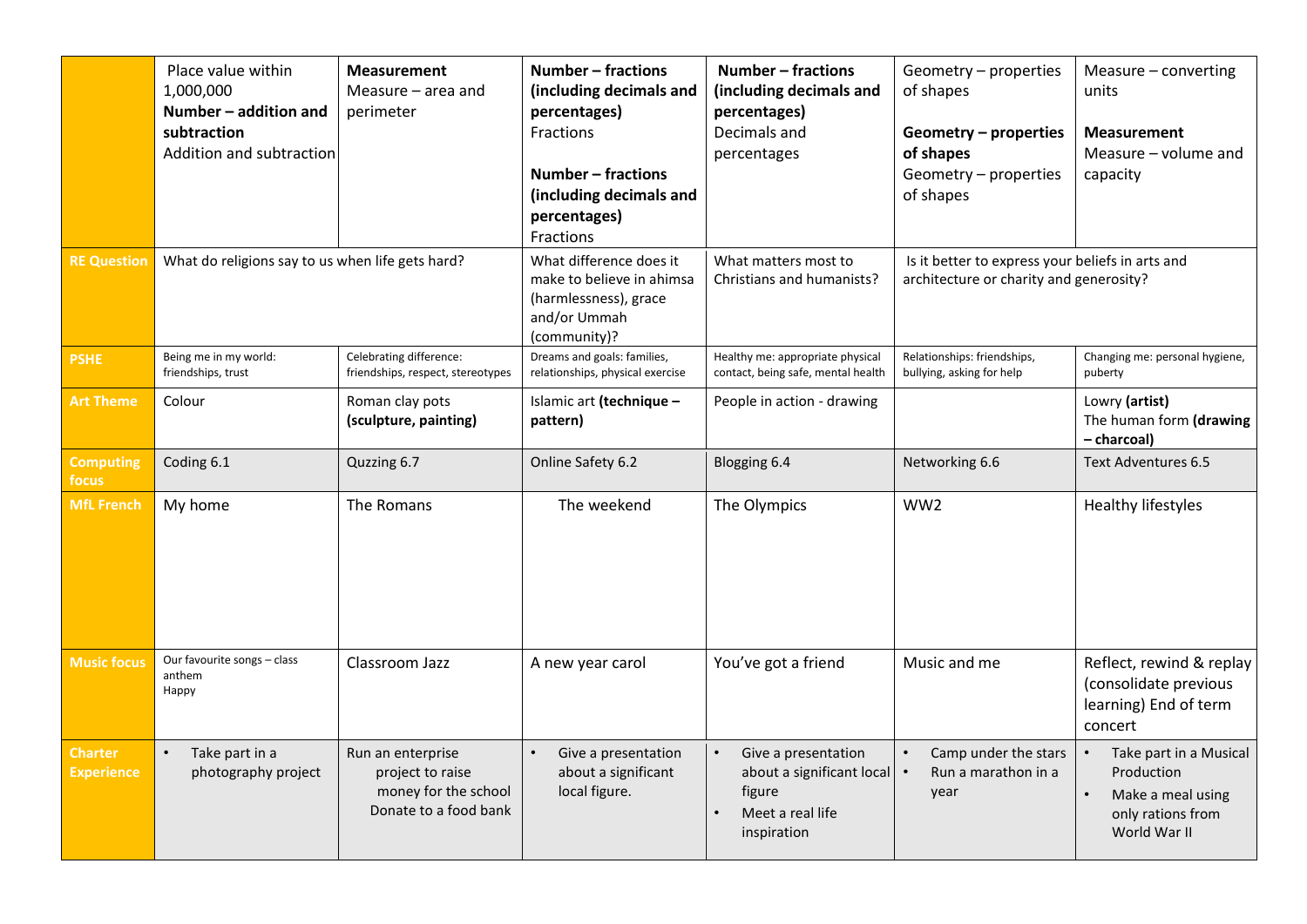| | | | | | | |
|---|---|---|---|---|---|---|
| | Place value within 1,000,000<br>**Number – addition and subtraction**<br>Addition and subtraction | **Measurement**<br>Measure – area and perimeter | **Number – fractions (including decimals and percentages)**<br>Fractions<br><br>**Number – fractions (including decimals and percentages)**<br>Fractions | **Number – fractions (including decimals and percentages)**<br>Decimals and percentages | Geometry – properties of shapes<br><br>**Geometry – properties of shapes**<br>Geometry – properties of shapes | Measure – converting units<br><br>**Measurement**<br>Measure – volume and capacity |
| **RE Question** | What do religions say to us when life gets hard? | | What difference does it make to believe in ahimsa (harmlessness), grace and/or Ummah (community)? | What matters most to Christians and humanists? | Is it better to express your beliefs in arts and architecture or charity and generosity? | |
| **PSHE** | Being me in my world: friendships, trust | Celebrating difference: friendships, respect, stereotypes | Dreams and goals: families, relationships, physical exercise | Healthy me: appropriate physical contact, being safe, mental health | Relationships: friendships, bullying, asking for help | Changing me: personal hygiene, puberty |
| **Art Theme** | Colour | Roman clay pots **(sculpture, painting)** | Islamic art **(technique – pattern)** | People in action - drawing | | Lowry **(artist)**<br>The human form **(drawing – charcoal)** |
| **Computing focus** | Coding 6.1 | Quzzing 6.7 | Online Safety 6.2 | Blogging 6.4 | Networking 6.6 | Text Adventures 6.5 |
| **MfL French** | My home | The Romans | The weekend | The Olympics | WW2 | Healthy lifestyles |
| **Music focus** | Our favourite songs – class anthem<br>Happy | Classroom Jazz | A new year carol | You've got a friend | Music and me | Reflect, rewind & replay (consolidate previous learning) End of term concert |
| **Charter Experience** | • Take part in a photography project | Run an enterprise project to raise money for the school<br>Donate to a food bank | • Give a presentation about a significant local figure. | • Give a presentation about a significant local figure<br>• Meet a real life inspiration | • Camp under the stars<br>• Run a marathon in a year | • Take part in a Musical Production<br>• Make a meal using only rations from World War II |